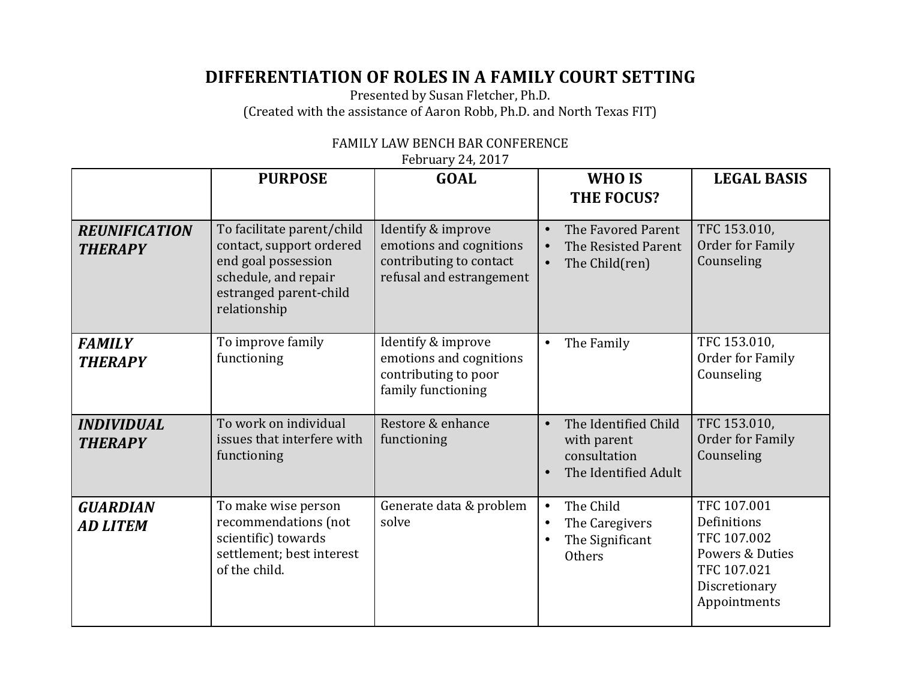# DIFFERENTIATION OF ROLES IN A FAMILY COURT SETTING

Presented by Susan Fletcher, Ph.D.
(Created with the assistance of Aaron Robb, Ph.D. and North Texas FIT)

FAMILY LAW BENCH BAR CONFERENCE
February 24, 2017

| | PURPOSE | GOAL | WHO IS THE FOCUS? | LEGAL BASIS |
|---|---|---|---|---|
| ***REUNIFICATION THERAPY*** | To facilitate parent/child contact, support ordered end goal possession schedule, and repair estranged parent-child relationship | Identify & improve emotions and cognitions contributing to contact refusal and estrangement | • The Favored Parent<br>• The Resisted Parent<br>• The Child(ren) | TFC 153.010, Order for Family Counseling |
| ***FAMILY THERAPY*** | To improve family functioning | Identify & improve emotions and cognitions contributing to poor family functioning | • The Family | TFC 153.010, Order for Family Counseling |
| ***INDIVIDUAL THERAPY*** | To work on individual issues that interfere with functioning | Restore & enhance functioning | • The Identified Child with parent consultation<br>• The Identified Adult | TFC 153.010, Order for Family Counseling |
| ***GUARDIAN AD LITEM*** | To make wise person recommendations (not scientific) towards settlement; best interest of the child. | Generate data & problem solve | • The Child<br>• The Caregivers<br>• The Significant Others | TFC 107.001 Definitions<br>TFC 107.002 Powers & Duties<br>TFC 107.021 Discretionary Appointments |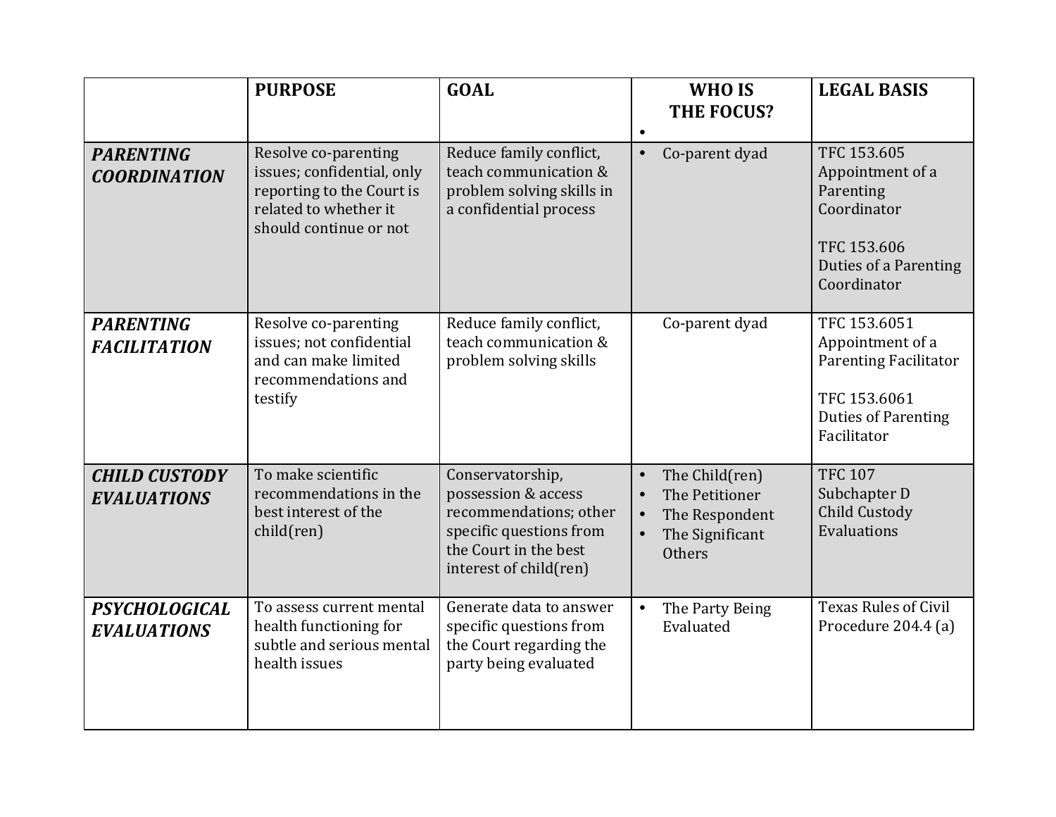| | PURPOSE | GOAL | WHO IS THE FOCUS? | LEGAL BASIS |
|---|---|---|---|---|
| ***PARENTING COORDINATION*** | Resolve co-parenting issues; confidential, only reporting to the Court is related to whether it should continue or not | Reduce family conflict, teach communication & problem solving skills in a confidential process | • Co-parent dyad | TFC 153.605 Appointment of a Parenting Coordinator<br><br>TFC 153.606 Duties of a Parenting Coordinator |
| ***PARENTING FACILITATION*** | Resolve co-parenting issues; not confidential and can make limited recommendations and testify | Reduce family conflict, teach communication & problem solving skills | Co-parent dyad | TFC 153.6051 Appointment of a Parenting Facilitator<br><br>TFC 153.6061 Duties of Parenting Facilitator |
| ***CHILD CUSTODY EVALUATIONS*** | To make scientific recommendations in the best interest of the child(ren) | Conservatorship, possession & access recommendations; other specific questions from the Court in the best interest of child(ren) | • The Child(ren)<br>• The Petitioner<br>• The Respondent<br>• The Significant Others | TFC 107 Subchapter D Child Custody Evaluations |
| ***PSYCHOLOGICAL EVALUATIONS*** | To assess current mental health functioning for subtle and serious mental health issues | Generate data to answer specific questions from the Court regarding the party being evaluated | • The Party Being Evaluated | Texas Rules of Civil Procedure 204.4 (a) |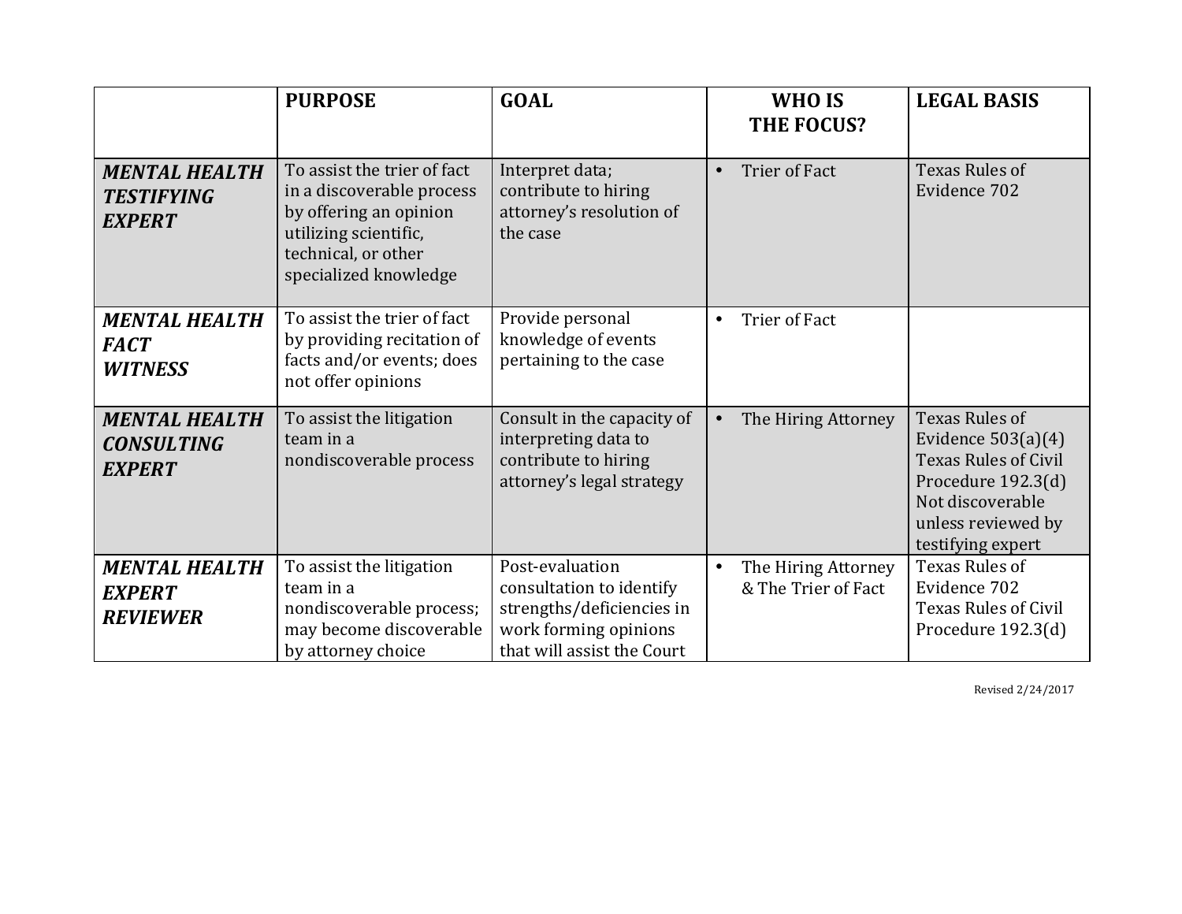| | PURPOSE | GOAL | WHO IS THE FOCUS? | LEGAL BASIS |
|---|---|---|---|---|
| ***MENTAL HEALTH TESTIFYING EXPERT*** | To assist the trier of fact in a discoverable process by offering an opinion utilizing scientific, technical, or other specialized knowledge | Interpret data; contribute to hiring attorney's resolution of the case | • Trier of Fact | Texas Rules of Evidence 702 |
| ***MENTAL HEALTH FACT WITNESS*** | To assist the trier of fact by providing recitation of facts and/or events; does not offer opinions | Provide personal knowledge of events pertaining to the case | • Trier of Fact | |
| ***MENTAL HEALTH CONSULTING EXPERT*** | To assist the litigation team in a nondiscoverable process | Consult in the capacity of interpreting data to contribute to hiring attorney's legal strategy | • The Hiring Attorney | Texas Rules of Evidence 503(a)(4) Texas Rules of Civil Procedure 192.3(d) Not discoverable unless reviewed by testifying expert |
| ***MENTAL HEALTH EXPERT REVIEWER*** | To assist the litigation team in a nondiscoverable process; may become discoverable by attorney choice | Post-evaluation consultation to identify strengths/deficiencies in work forming opinions that will assist the Court | • The Hiring Attorney & The Trier of Fact | Texas Rules of Evidence 702 Texas Rules of Civil Procedure 192.3(d) |

Revised 2/24/2017